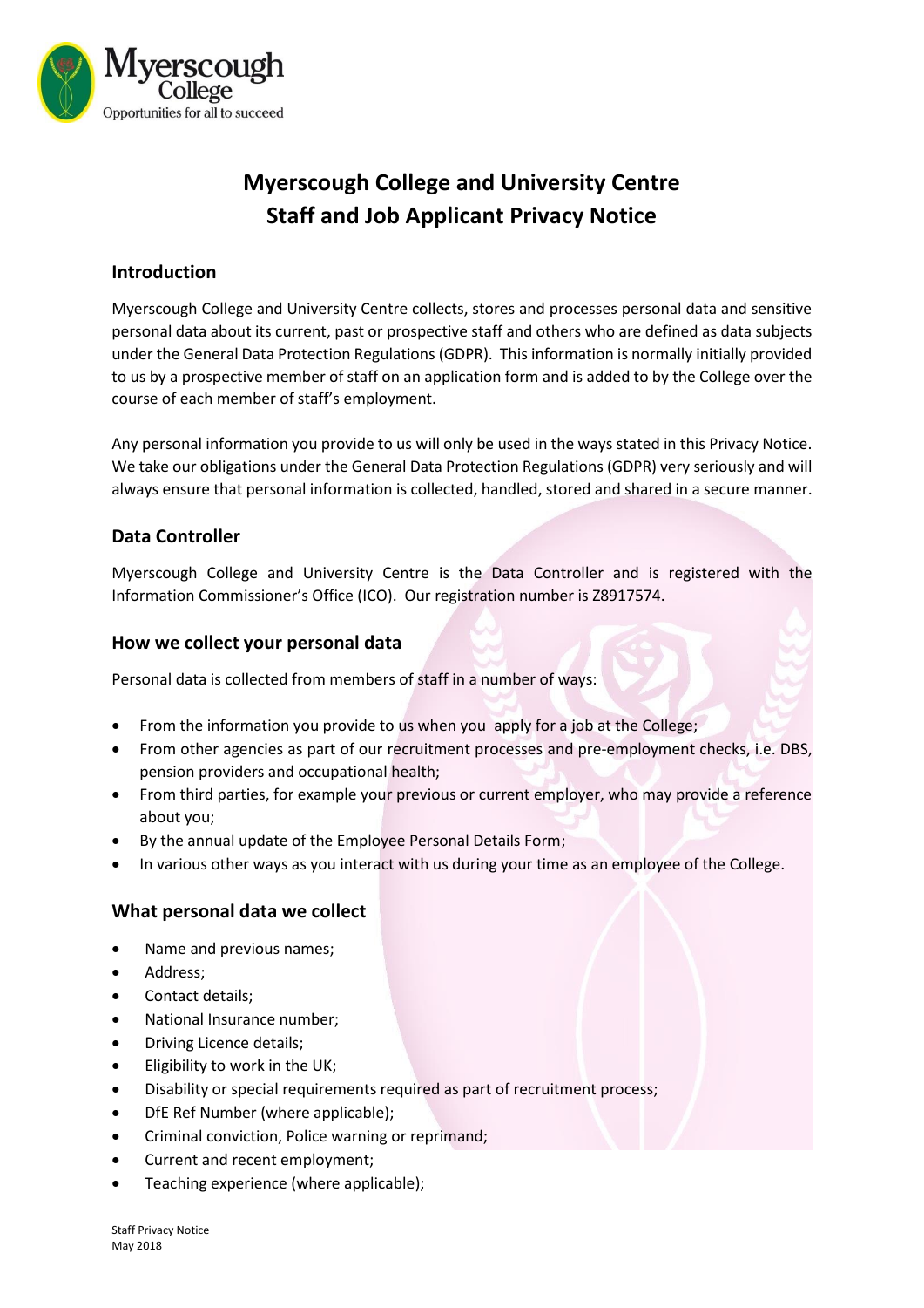# Myerscough College and University Centre
# Staff and Job Applicant Privacy Notice

## Introduction

Myerscough College and University Centre collects, stores and processes personal data and sensitive personal data about its current, past or prospective staff and others who are defined as data subjects under the General Data Protection Regulations (GDPR). This information is normally initially provided to us by a prospective member of staff on an application form and is added to by the College over the course of each member of staff's employment.

Any personal information you provide to us will only be used in the ways stated in this Privacy Notice. We take our obligations under the General Data Protection Regulations (GDPR) very seriously and will always ensure that personal information is collected, handled, stored and shared in a secure manner.

## Data Controller

Myerscough College and University Centre is the Data Controller and is registered with the Information Commissioner's Office (ICO). Our registration number is Z8917574.

## How we collect your personal data

Personal data is collected from members of staff in a number of ways:

- From the information you provide to us when you apply for a job at the College;
- From other agencies as part of our recruitment processes and pre-employment checks, i.e. DBS, pension providers and occupational health;
- From third parties, for example your previous or current employer, who may provide a reference about you;
- By the annual update of the Employee Personal Details Form;
- In various other ways as you interact with us during your time as an employee of the College.

## What personal data we collect

- Name and previous names;
- Address;
- Contact details;
- National Insurance number;
- Driving Licence details;
- Eligibility to work in the UK;
- Disability or special requirements required as part of recruitment process;
- DfE Ref Number (where applicable);
- Criminal conviction, Police warning or reprimand;
- Current and recent employment;
- Teaching experience (where applicable);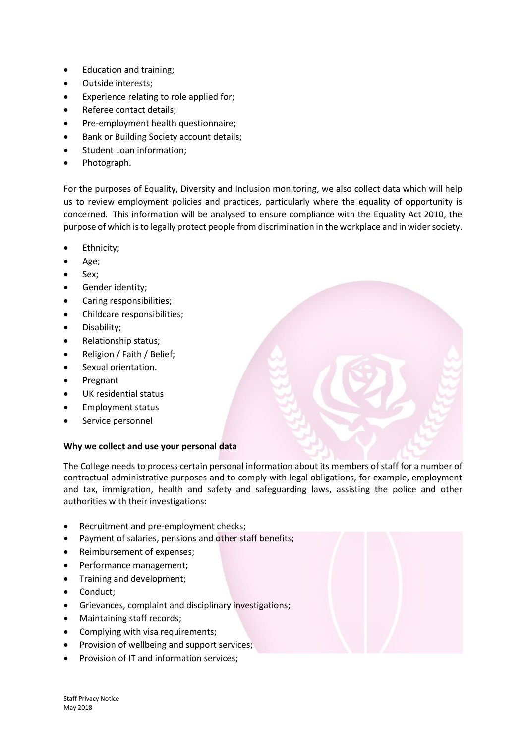- Education and training;
- Outside interests;
- Experience relating to role applied for;
- Referee contact details;
- Pre-employment health questionnaire;
- Bank or Building Society account details;
- Student Loan information;
- Photograph.

For the purposes of Equality, Diversity and Inclusion monitoring, we also collect data which will help us to review employment policies and practices, particularly where the equality of opportunity is concerned. This information will be analysed to ensure compliance with the Equality Act 2010, the purpose of which is to legally protect people from discrimination in the workplace and in wider society.

- Ethnicity;
- Age;
- Sex;
- Gender identity;
- Caring responsibilities;
- Childcare responsibilities;
- Disability;
- Relationship status;
- Religion / Faith / Belief;
- Sexual orientation.
- Pregnant
- UK residential status
- Employment status
- Service personnel

**Why we collect and use your personal data**

The College needs to process certain personal information about its members of staff for a number of contractual administrative purposes and to comply with legal obligations, for example, employment and tax, immigration, health and safety and safeguarding laws, assisting the police and other authorities with their investigations:

- Recruitment and pre-employment checks;
- Payment of salaries, pensions and other staff benefits;
- Reimbursement of expenses;
- Performance management;
- Training and development;
- Conduct;
- Grievances, complaint and disciplinary investigations;
- Maintaining staff records;
- Complying with visa requirements;
- Provision of wellbeing and support services;
- Provision of IT and information services;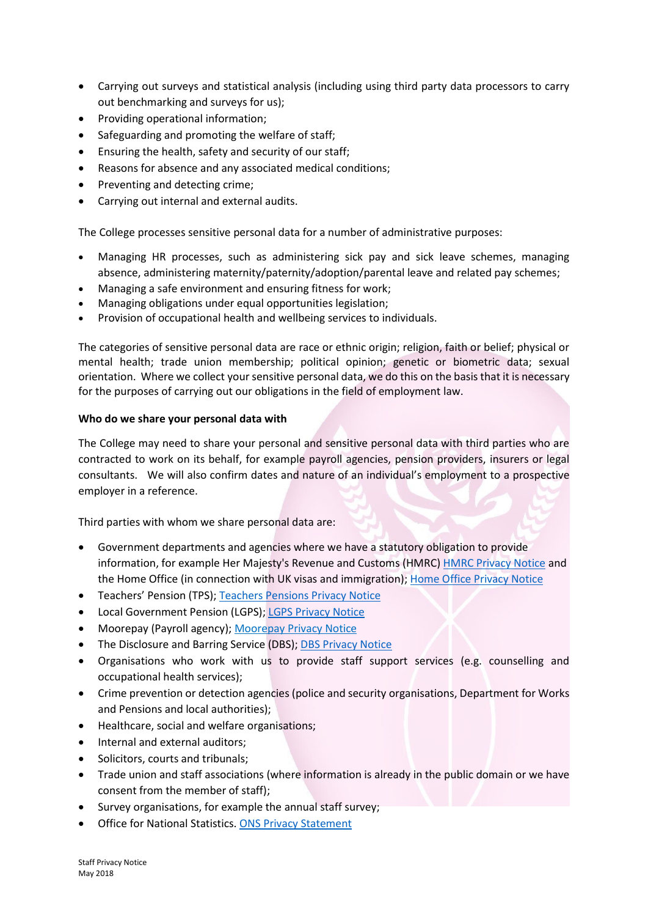- Carrying out surveys and statistical analysis (including using third party data processors to carry out benchmarking and surveys for us);
- Providing operational information;
- Safeguarding and promoting the welfare of staff;
- Ensuring the health, safety and security of our staff;
- Reasons for absence and any associated medical conditions;
- Preventing and detecting crime;
- Carrying out internal and external audits.

The College processes sensitive personal data for a number of administrative purposes:

- Managing HR processes, such as administering sick pay and sick leave schemes, managing absence, administering maternity/paternity/adoption/parental leave and related pay schemes;
- Managing a safe environment and ensuring fitness for work;
- Managing obligations under equal opportunities legislation;
- Provision of occupational health and wellbeing services to individuals.

The categories of sensitive personal data are race or ethnic origin; religion, faith or belief; physical or mental health; trade union membership; political opinion; genetic or biometric data; sexual orientation. Where we collect your sensitive personal data, we do this on the basis that it is necessary for the purposes of carrying out our obligations in the field of employment law.

**Who do we share your personal data with**

The College may need to share your personal and sensitive personal data with third parties who are contracted to work on its behalf, for example payroll agencies, pension providers, insurers or legal consultants. We will also confirm dates and nature of an individual's employment to a prospective employer in a reference.

Third parties with whom we share personal data are:

- Government departments and agencies where we have a statutory obligation to provide information, for example Her Majesty's Revenue and Customs (HMRC) HMRC Privacy Notice and the Home Office (in connection with UK visas and immigration); Home Office Privacy Notice
- Teachers' Pension (TPS); Teachers Pensions Privacy Notice
- Local Government Pension (LGPS); LGPS Privacy Notice
- Moorepay (Payroll agency); Moorepay Privacy Notice
- The Disclosure and Barring Service (DBS); DBS Privacy Notice
- Organisations who work with us to provide staff support services (e.g. counselling and occupational health services);
- Crime prevention or detection agencies (police and security organisations, Department for Works and Pensions and local authorities);
- Healthcare, social and welfare organisations;
- Internal and external auditors;
- Solicitors, courts and tribunals;
- Trade union and staff associations (where information is already in the public domain or we have consent from the member of staff);
- Survey organisations, for example the annual staff survey;
- Office for National Statistics. ONS Privacy Statement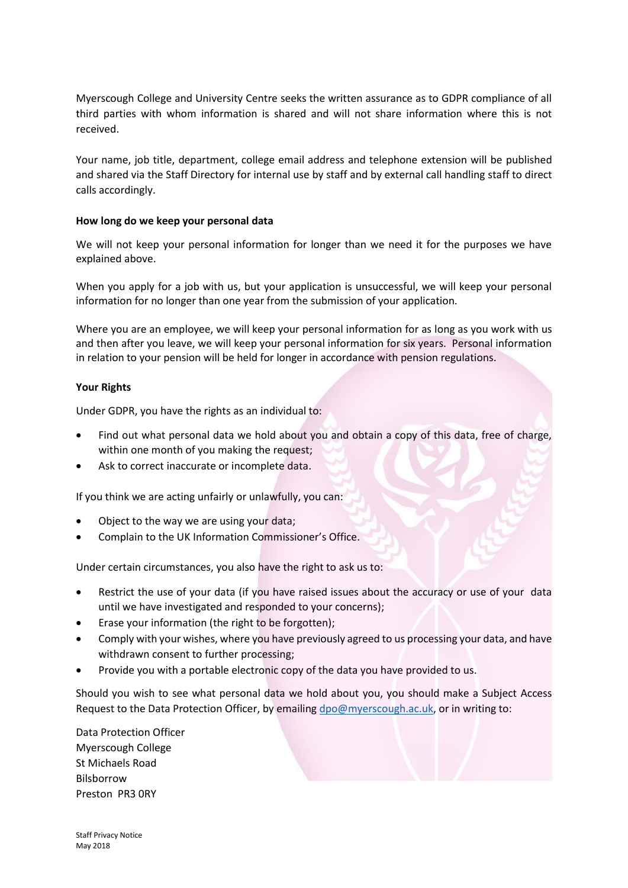Myerscough College and University Centre seeks the written assurance as to GDPR compliance of all third parties with whom information is shared and will not share information where this is not received.

Your name, job title, department, college email address and telephone extension will be published and shared via the Staff Directory for internal use by staff and by external call handling staff to direct calls accordingly.

**How long do we keep your personal data**

We will not keep your personal information for longer than we need it for the purposes we have explained above.

When you apply for a job with us, but your application is unsuccessful, we will keep your personal information for no longer than one year from the submission of your application.

Where you are an employee, we will keep your personal information for as long as you work with us and then after you leave, we will keep your personal information for six years. Personal information in relation to your pension will be held for longer in accordance with pension regulations.

**Your Rights**

Under GDPR, you have the rights as an individual to:

- Find out what personal data we hold about you and obtain a copy of this data, free of charge, within one month of you making the request;
- Ask to correct inaccurate or incomplete data.

If you think we are acting unfairly or unlawfully, you can:

- Object to the way we are using your data;
- Complain to the UK Information Commissioner's Office.

Under certain circumstances, you also have the right to ask us to:

- Restrict the use of your data (if you have raised issues about the accuracy or use of your data until we have investigated and responded to your concerns);
- Erase your information (the right to be forgotten);
- Comply with your wishes, where you have previously agreed to us processing your data, and have withdrawn consent to further processing;
- Provide you with a portable electronic copy of the data you have provided to us.

Should you wish to see what personal data we hold about you, you should make a Subject Access Request to the Data Protection Officer, by emailing dpo@myerscough.ac.uk, or in writing to:

Data Protection Officer
Myerscough College
St Michaels Road
Bilsborrow
Preston PR3 0RY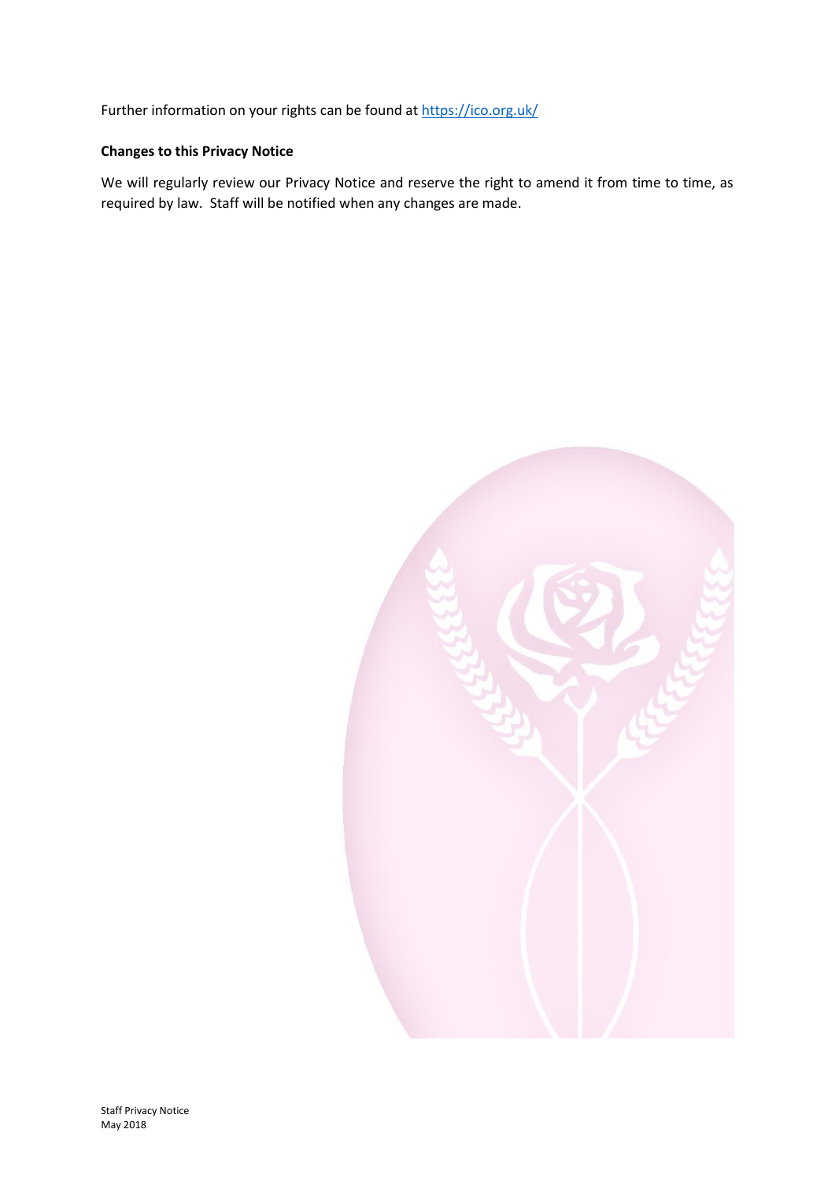Further information on your rights can be found at https://ico.org.uk/

**Changes to this Privacy Notice**

We will regularly review our Privacy Notice and reserve the right to amend it from time to time, as required by law. Staff will be notified when any changes are made.